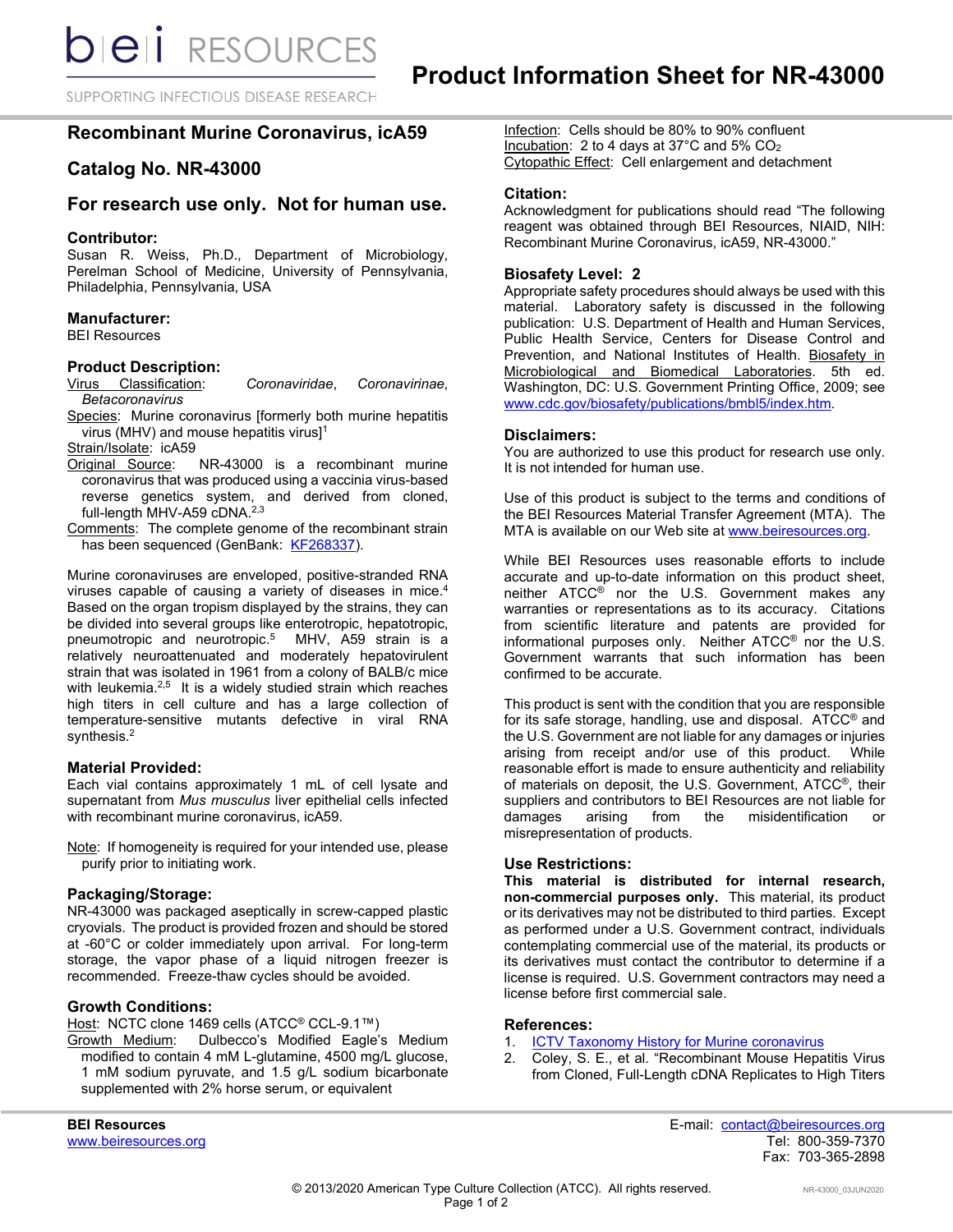# Product Information Sheet for NR-43000

## Recombinant Murine Coronavirus, icA59

## Catalog No. NR-43000

## For research use only. Not for human use.

### Contributor:

Susan R. Weiss, Ph.D., Department of Microbiology, Perelman School of Medicine, University of Pennsylvania, Philadelphia, Pennsylvania, USA

### Manufacturer:

BEI Resources

### Product Description:

Virus Classification: *Coronaviridae*, *Coronavirinae*, *Betacoronavirus*

Species: Murine coronavirus [formerly both murine hepatitis virus (MHV) and mouse hepatitis virus][1]

Strain/Isolate: icA59

Original Source: NR-43000 is a recombinant murine coronavirus that was produced using a vaccinia virus-based reverse genetics system, and derived from cloned, full-length MHV-A59 cDNA.[2,3]

Comments: The complete genome of the recombinant strain has been sequenced (GenBank: KF268337).

Murine coronaviruses are enveloped, positive-stranded RNA viruses capable of causing a variety of diseases in mice.[4] Based on the organ tropism displayed by the strains, they can be divided into several groups like enterotropic, hepatotropic, pneumotropic and neurotropic.[5] MHV, A59 strain is a relatively neuroattenuated and moderately hepatovirulent strain that was isolated in 1961 from a colony of BALB/c mice with leukemia.[2,5] It is a widely studied strain which reaches high titers in cell culture and has a large collection of temperature-sensitive mutants defective in viral RNA synthesis.[2]

### Material Provided:

Each vial contains approximately 1 mL of cell lysate and supernatant from *Mus musculus* liver epithelial cells infected with recombinant murine coronavirus, icA59.

Note: If homogeneity is required for your intended use, please purify prior to initiating work.

### Packaging/Storage:

NR-43000 was packaged aseptically in screw-capped plastic cryovials. The product is provided frozen and should be stored at -60°C or colder immediately upon arrival. For long-term storage, the vapor phase of a liquid nitrogen freezer is recommended. Freeze-thaw cycles should be avoided.

### Growth Conditions:

Host: NCTC clone 1469 cells (ATCC® CCL-9.1™)

Growth Medium: Dulbecco's Modified Eagle's Medium modified to contain 4 mM L-glutamine, 4500 mg/L glucose, 1 mM sodium pyruvate, and 1.5 g/L sodium bicarbonate supplemented with 2% horse serum, or equivalent

Infection: Cells should be 80% to 90% confluent

Incubation: 2 to 4 days at 37°C and 5% $CO_2$

Cytopathic Effect: Cell enlargement and detachment

### Citation:

Acknowledgment for publications should read "The following reagent was obtained through BEI Resources, NIAID, NIH: Recombinant Murine Coronavirus, icA59, NR-43000."

### Biosafety Level: 2

Appropriate safety procedures should always be used with this material. Laboratory safety is discussed in the following publication: U.S. Department of Health and Human Services, Public Health Service, Centers for Disease Control and Prevention, and National Institutes of Health. Biosafety in Microbiological and Biomedical Laboratories. 5th ed. Washington, DC: U.S. Government Printing Office, 2009; see www.cdc.gov/biosafety/publications/bmbl5/index.htm.

### Disclaimers:

You are authorized to use this product for research use only. It is not intended for human use.

Use of this product is subject to the terms and conditions of the BEI Resources Material Transfer Agreement (MTA). The MTA is available on our Web site at www.beiresources.org.

While BEI Resources uses reasonable efforts to include accurate and up-to-date information on this product sheet, neither ATCC® nor the U.S. Government makes any warranties or representations as to its accuracy. Citations from scientific literature and patents are provided for informational purposes only. Neither ATCC® nor the U.S. Government warrants that such information has been confirmed to be accurate.

This product is sent with the condition that you are responsible for its safe storage, handling, use and disposal. ATCC® and the U.S. Government are not liable for any damages or injuries arising from receipt and/or use of this product. While reasonable effort is made to ensure authenticity and reliability of materials on deposit, the U.S. Government, ATCC®, their suppliers and contributors to BEI Resources are not liable for damages arising from the misidentification or misrepresentation of products.

### Use Restrictions:

**This material is distributed for internal research, non-commercial purposes only.** This material, its product or its derivatives may not be distributed to third parties. Except as performed under a U.S. Government contract, individuals contemplating commercial use of the material, its products or its derivatives must contact the contributor to determine if a license is required. U.S. Government contractors may need a license before first commercial sale.

### References:

1. ICTV Taxonomy History for Murine coronavirus
2. Coley, S. E., et al. "Recombinant Mouse Hepatitis Virus from Cloned, Full-Length cDNA Replicates to High Titers

**BEI Resources**
www.beiresources.org

E-mail: contact@beiresources.org
Tel: 800-359-7370
Fax: 703-365-2898

© 2013/2020 American Type Culture Collection (ATCC). All rights reserved.

NR-43000_03JUN2020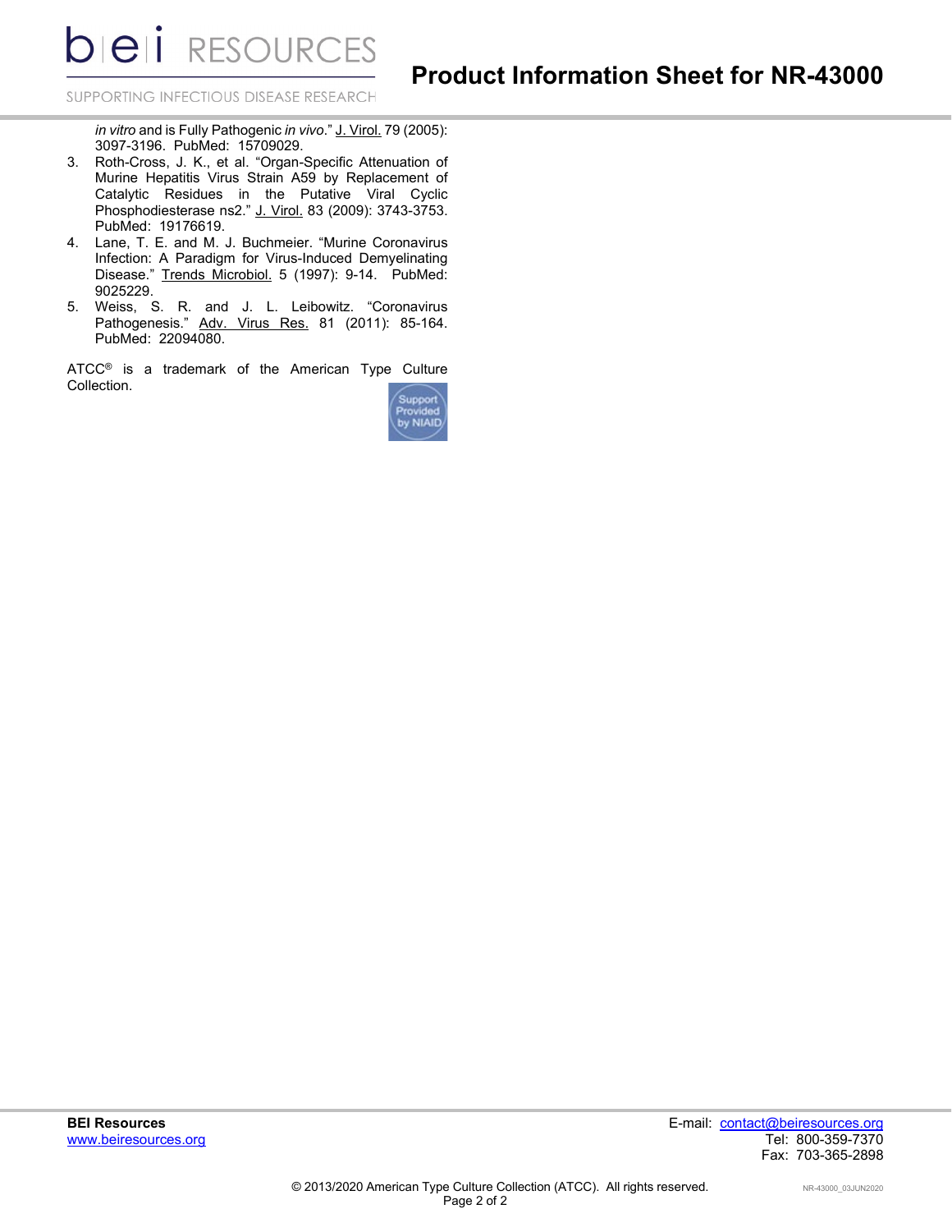*in vitro* and is Fully Pathogenic *in vivo*." J. Virol. 79 (2005): 3097-3196. PubMed: 15709029.

3. Roth-Cross, J. K., et al. "Organ-Specific Attenuation of Murine Hepatitis Virus Strain A59 by Replacement of Catalytic Residues in the Putative Viral Cyclic Phosphodiesterase ns2." J. Virol. 83 (2009): 3743-3753. PubMed: 19176619.
4. Lane, T. E. and M. J. Buchmeier. "Murine Coronavirus Infection: A Paradigm for Virus-Induced Demyelinating Disease." Trends Microbiol. 5 (1997): 9-14. PubMed: 9025229.
5. Weiss, S. R. and J. L. Leibowitz. "Coronavirus Pathogenesis." Adv. Virus Res. 81 (2011): 85-164. PubMed: 22094080.

ATCC® is a trademark of the American Type Culture Collection.

Support Provided by NIAID

**BEI Resources**
www.beiresources.org

E-mail: contact@beiresources.org
Tel: 800-359-7370
Fax: 703-365-2898

© 2013/2020 American Type Culture Collection (ATCC). All rights reserved.

NR-43000_03JUN2020